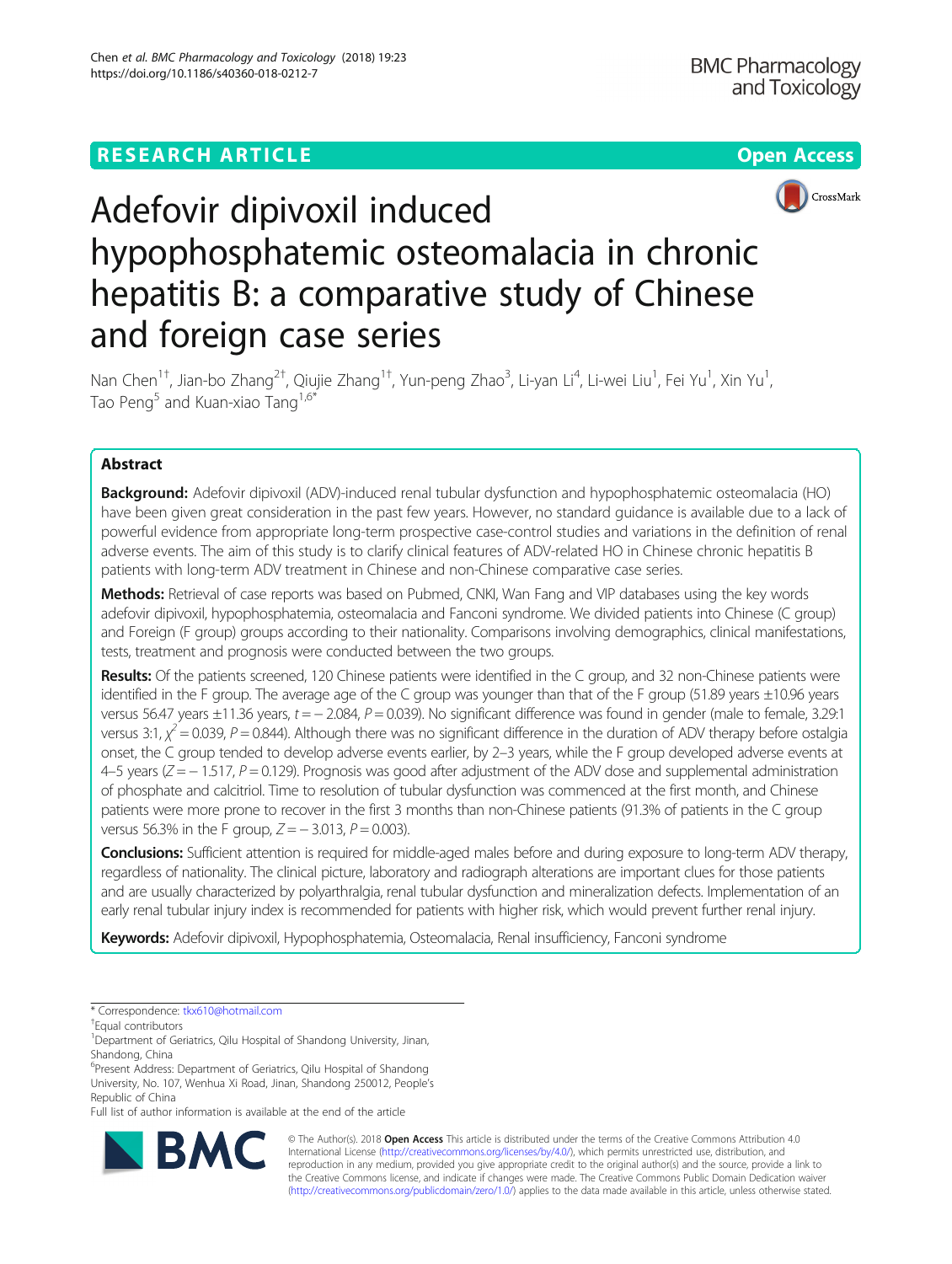RESEARCH ARTICLE

Open Access

# Adefovir dipivoxil induced hypophosphatemic osteomalacia in chronic hepatitis B: a comparative study of Chinese and foreign case series

Nan Chen[1†], Jian-bo Zhang[2†], Qiujie Zhang[1†], Yun-peng Zhao[3], Li-yan Li[4], Li-wei Liu[1], Fei Yu[1], Xin Yu[1], Tao Peng[5] and Kuan-xiao Tang[1,6*]

## Abstract

**Background:** Adefovir dipivoxil (ADV)-induced renal tubular dysfunction and hypophosphatemic osteomalacia (HO) have been given great consideration in the past few years. However, no standard guidance is available due to a lack of powerful evidence from appropriate long-term prospective case-control studies and variations in the definition of renal adverse events. The aim of this study is to clarify clinical features of ADV-related HO in Chinese chronic hepatitis B patients with long-term ADV treatment in Chinese and non-Chinese comparative case series.

**Methods:** Retrieval of case reports was based on Pubmed, CNKI, Wan Fang and VIP databases using the key words adefovir dipivoxil, hypophosphatemia, osteomalacia and Fanconi syndrome. We divided patients into Chinese (C group) and Foreign (F group) groups according to their nationality. Comparisons involving demographics, clinical manifestations, tests, treatment and prognosis were conducted between the two groups.

**Results:** Of the patients screened, 120 Chinese patients were identified in the C group, and 32 non-Chinese patients were identified in the F group. The average age of the C group was younger than that of the F group (51.89 years ±10.96 years versus 56.47 years ±11.36 years, $t = -2.084$, $P = 0.039$). No significant difference was found in gender (male to female, 3.29:1 versus 3:1, $\chi^2 = 0.039$, $P = 0.844$). Although there was no significant difference in the duration of ADV therapy before ostalgia onset, the C group tended to develop adverse events earlier, by 2–3 years, while the F group developed adverse events at 4–5 years ($Z = -1.517$, $P = 0.129$). Prognosis was good after adjustment of the ADV dose and supplemental administration of phosphate and calcitriol. Time to resolution of tubular dysfunction was commenced at the first month, and Chinese patients were more prone to recover in the first 3 months than non-Chinese patients (91.3% of patients in the C group versus 56.3% in the F group, $Z = -3.013$, $P = 0.003$).

**Conclusions:** Sufficient attention is required for middle-aged males before and during exposure to long-term ADV therapy, regardless of nationality. The clinical picture, laboratory and radiograph alterations are important clues for those patients and are usually characterized by polyarthralgia, renal tubular dysfunction and mineralization defects. Implementation of an early renal tubular injury index is recommended for patients with higher risk, which would prevent further renal injury.

**Keywords:** Adefovir dipivoxil, Hypophosphatemia, Osteomalacia, Renal insufficiency, Fanconi syndrome

---

\* Correspondence: tkx610@hotmail.com

†Equal contributors

[1]Department of Geriatrics, Qilu Hospital of Shandong University, Jinan, Shandong, China

[6]Present Address: Department of Geriatrics, Qilu Hospital of Shandong University, No. 107, Wenhua Xi Road, Jinan, Shandong 250012, People's Republic of China

Full list of author information is available at the end of the article

© The Author(s). 2018 **Open Access** This article is distributed under the terms of the Creative Commons Attribution 4.0 International License (http://creativecommons.org/licenses/by/4.0/), which permits unrestricted use, distribution, and reproduction in any medium, provided you give appropriate credit to the original author(s) and the source, provide a link to the Creative Commons license, and indicate if changes were made. The Creative Commons Public Domain Dedication waiver (http://creativecommons.org/publicdomain/zero/1.0/) applies to the data made available in this article, unless otherwise stated.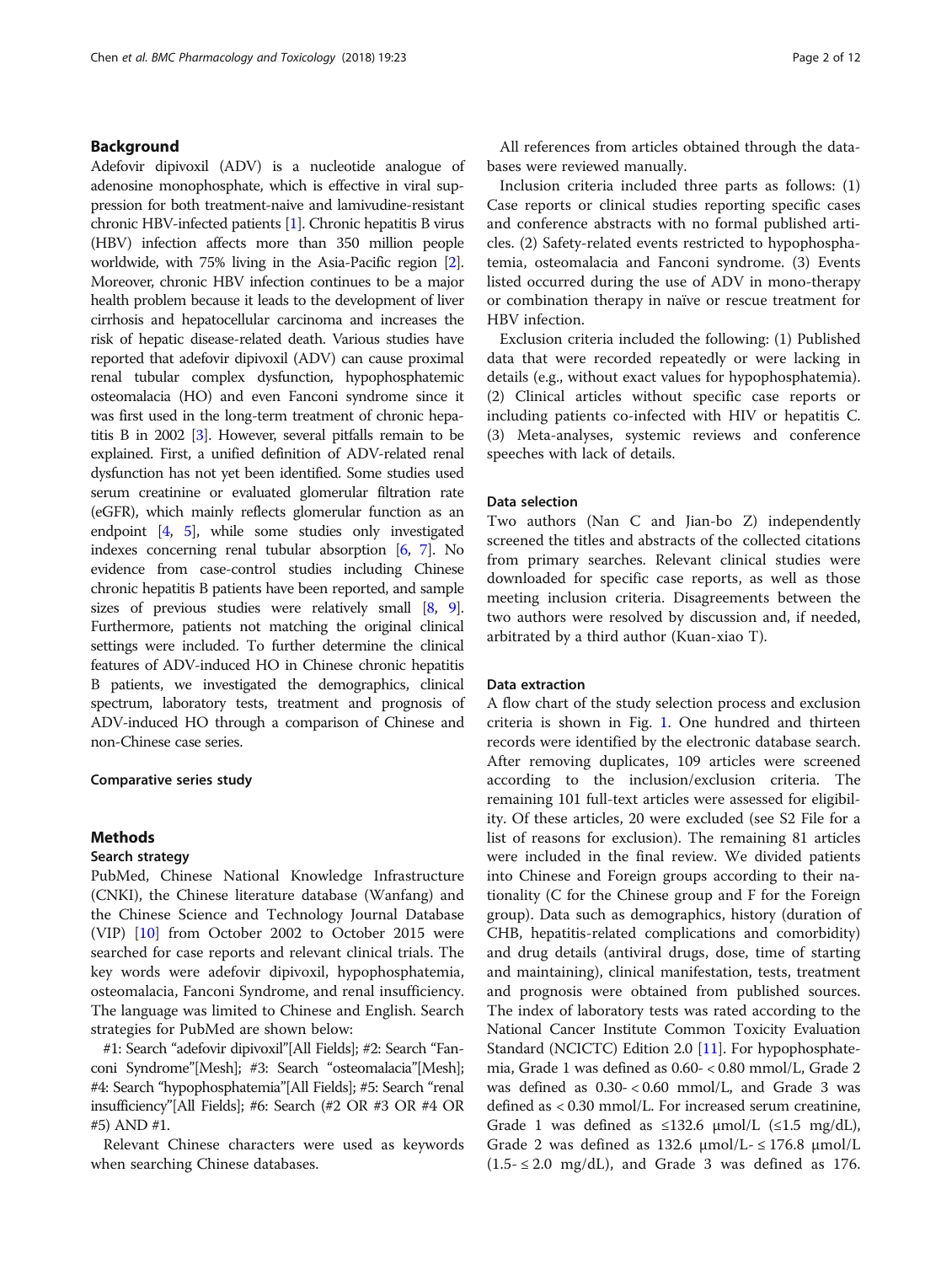## Background

Adefovir dipivoxil (ADV) is a nucleotide analogue of adenosine monophosphate, which is effective in viral suppression for both treatment-naive and lamivudine-resistant chronic HBV-infected patients [1]. Chronic hepatitis B virus (HBV) infection affects more than 350 million people worldwide, with 75% living in the Asia-Pacific region [2]. Moreover, chronic HBV infection continues to be a major health problem because it leads to the development of liver cirrhosis and hepatocellular carcinoma and increases the risk of hepatic disease-related death. Various studies have reported that adefovir dipivoxil (ADV) can cause proximal renal tubular complex dysfunction, hypophosphatemic osteomalacia (HO) and even Fanconi syndrome since it was first used in the long-term treatment of chronic hepatitis B in 2002 [3]. However, several pitfalls remain to be explained. First, a unified definition of ADV-related renal dysfunction has not yet been identified. Some studies used serum creatinine or evaluated glomerular filtration rate (eGFR), which mainly reflects glomerular function as an endpoint [4, 5], while some studies only investigated indexes concerning renal tubular absorption [6, 7]. No evidence from case-control studies including Chinese chronic hepatitis B patients have been reported, and sample sizes of previous studies were relatively small [8, 9]. Furthermore, patients not matching the original clinical settings were included. To further determine the clinical features of ADV-induced HO in Chinese chronic hepatitis B patients, we investigated the demographics, clinical spectrum, laboratory tests, treatment and prognosis of ADV-induced HO through a comparison of Chinese and non-Chinese case series.

### Comparative series study

## Methods

### Search strategy

PubMed, Chinese National Knowledge Infrastructure (CNKI), the Chinese literature database (Wanfang) and the Chinese Science and Technology Journal Database (VIP) [10] from October 2002 to October 2015 were searched for case reports and relevant clinical trials. The key words were adefovir dipivoxil, hypophosphatemia, osteomalacia, Fanconi Syndrome, and renal insufficiency. The language was limited to Chinese and English. Search strategies for PubMed are shown below:

#1: Search "adefovir dipivoxil"[All Fields]; #2: Search "Fanconi Syndrome"[Mesh]; #3: Search "osteomalacia"[Mesh]; #4: Search "hypophosphatemia"[All Fields]; #5: Search "renal insufficiency"[All Fields]; #6: Search (#2 OR #3 OR #4 OR #5) AND #1.

Relevant Chinese characters were used as keywords when searching Chinese databases.

All references from articles obtained through the databases were reviewed manually.

Inclusion criteria included three parts as follows: (1) Case reports or clinical studies reporting specific cases and conference abstracts with no formal published articles. (2) Safety-related events restricted to hypophosphatemia, osteomalacia and Fanconi syndrome. (3) Events listed occurred during the use of ADV in mono-therapy or combination therapy in naïve or rescue treatment for HBV infection.

Exclusion criteria included the following: (1) Published data that were recorded repeatedly or were lacking in details (e.g., without exact values for hypophosphatemia). (2) Clinical articles without specific case reports or including patients co-infected with HIV or hepatitis C. (3) Meta-analyses, systemic reviews and conference speeches with lack of details.

### Data selection

Two authors (Nan C and Jian-bo Z) independently screened the titles and abstracts of the collected citations from primary searches. Relevant clinical studies were downloaded for specific case reports, as well as those meeting inclusion criteria. Disagreements between the two authors were resolved by discussion and, if needed, arbitrated by a third author (Kuan-xiao T).

### Data extraction

A flow chart of the study selection process and exclusion criteria is shown in Fig. 1. One hundred and thirteen records were identified by the electronic database search. After removing duplicates, 109 articles were screened according to the inclusion/exclusion criteria. The remaining 101 full-text articles were assessed for eligibility. Of these articles, 20 were excluded (see S2 File for a list of reasons for exclusion). The remaining 81 articles were included in the final review. We divided patients into Chinese and Foreign groups according to their nationality (C for the Chinese group and F for the Foreign group). Data such as demographics, history (duration of CHB, hepatitis-related complications and comorbidity) and drug details (antiviral drugs, dose, time of starting and maintaining), clinical manifestation, tests, treatment and prognosis were obtained from published sources. The index of laboratory tests was rated according to the National Cancer Institute Common Toxicity Evaluation Standard (NCICTC) Edition 2.0 [11]. For hypophosphatemia, Grade 1 was defined as 0.60- < 0.80 mmol/L, Grade 2 was defined as 0.30- < 0.60 mmol/L, and Grade 3 was defined as < 0.30 mmol/L. For increased serum creatinine, Grade 1 was defined as ≤132.6 μmol/L (≤1.5 mg/dL), Grade 2 was defined as 132.6 μmol/L- ≤ 176.8 μmol/L (1.5- ≤ 2.0 mg/dL), and Grade 3 was defined as 176.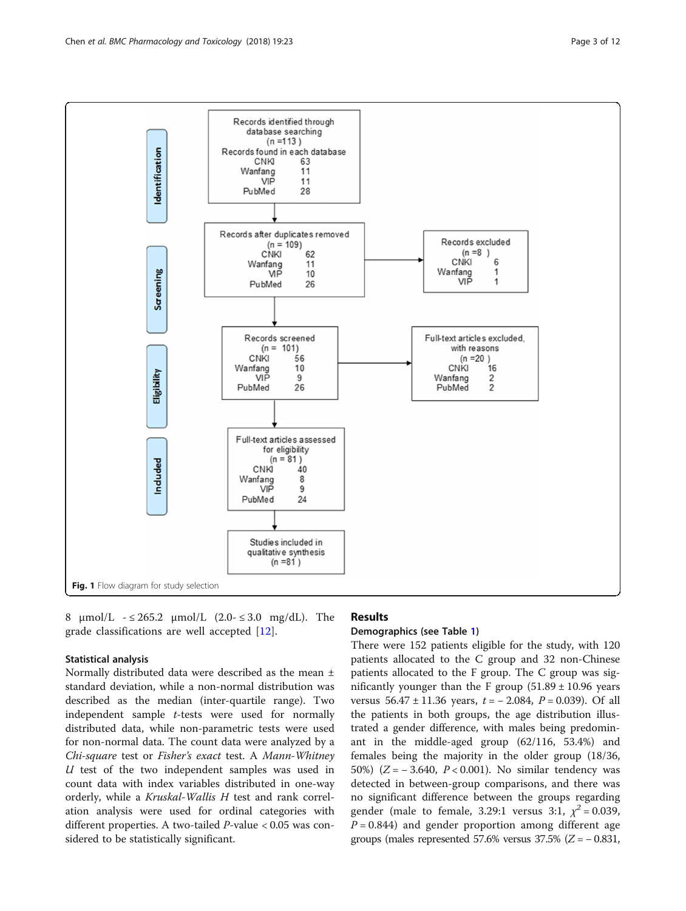Records identified through database searching (n =113)

Records found in each database

| Database | n |
| --- | --- |
| CNKI | 63 |
| Wanfang | 11 |
| VIP | 11 |
| PubMed | 28 |

Records after duplicates removed (n = 109)

| Database | n |
| --- | --- |
| CNKI | 62 |
| Wanfang | 11 |
| VIP | 10 |
| PubMed | 26 |

Records excluded (n =8)

| Database | n |
| --- | --- |
| CNKI | 6 |
| Wanfang | 1 |
| VIP | 1 |

Records screened (n = 101)

| Database | n |
| --- | --- |
| CNKI | 56 |
| Wanfang | 10 |
| VIP | 9 |
| PubMed | 26 |

Full-text articles excluded, with reasons (n =20)

| Database | n |
| --- | --- |
| CNKI | 16 |
| Wanfang | 2 |
| PubMed | 2 |

Full-text articles assessed for eligibility (n = 81)

| Database | n |
| --- | --- |
| CNKI | 40 |
| Wanfang | 8 |
| VIP | 9 |
| PubMed | 24 |

Studies included in qualitative synthesis (n =81)

**Fig. 1** Flow diagram for study selection

8 μmol/L - ≤ 265.2 μmol/L (2.0- ≤ 3.0 mg/dL). The grade classifications are well accepted [12].

### Statistical analysis

Normally distributed data were described as the mean ± standard deviation, while a non-normal distribution was described as the median (inter-quartile range). Two independent sample *t*-tests were used for normally distributed data, while non-parametric tests were used for non-normal data. The count data were analyzed by a *Chi-square* test or *Fisher's exact* test. A *Mann-Whitney U* test of the two independent samples was used in count data with index variables distributed in one-way orderly, while a *Kruskal-Wallis H* test and rank correlation analysis were used for ordinal categories with different properties. A two-tailed *P*-value < 0.05 was considered to be statistically significant.

## Results

### Demographics (see Table 1)

There were 152 patients eligible for the study, with 120 patients allocated to the C group and 32 non-Chinese patients allocated to the F group. The C group was significantly younger than the F group (51.89 ± 10.96 years versus 56.47 ± 11.36 years, $t = -2.084$, $P = 0.039$). Of all the patients in both groups, the age distribution illustrated a gender difference, with males being predominant in the middle-aged group (62/116, 53.4%) and females being the majority in the older group (18/36, 50%) ($Z = -3.640$, $P < 0.001$). No similar tendency was detected in between-group comparisons, and there was no significant difference between the groups regarding gender (male to female, 3.29:1 versus 3:1, $\chi^2 = 0.039$, $P = 0.844$) and gender proportion among different age groups (males represented 57.6% versus 37.5% ($Z = -0.831$,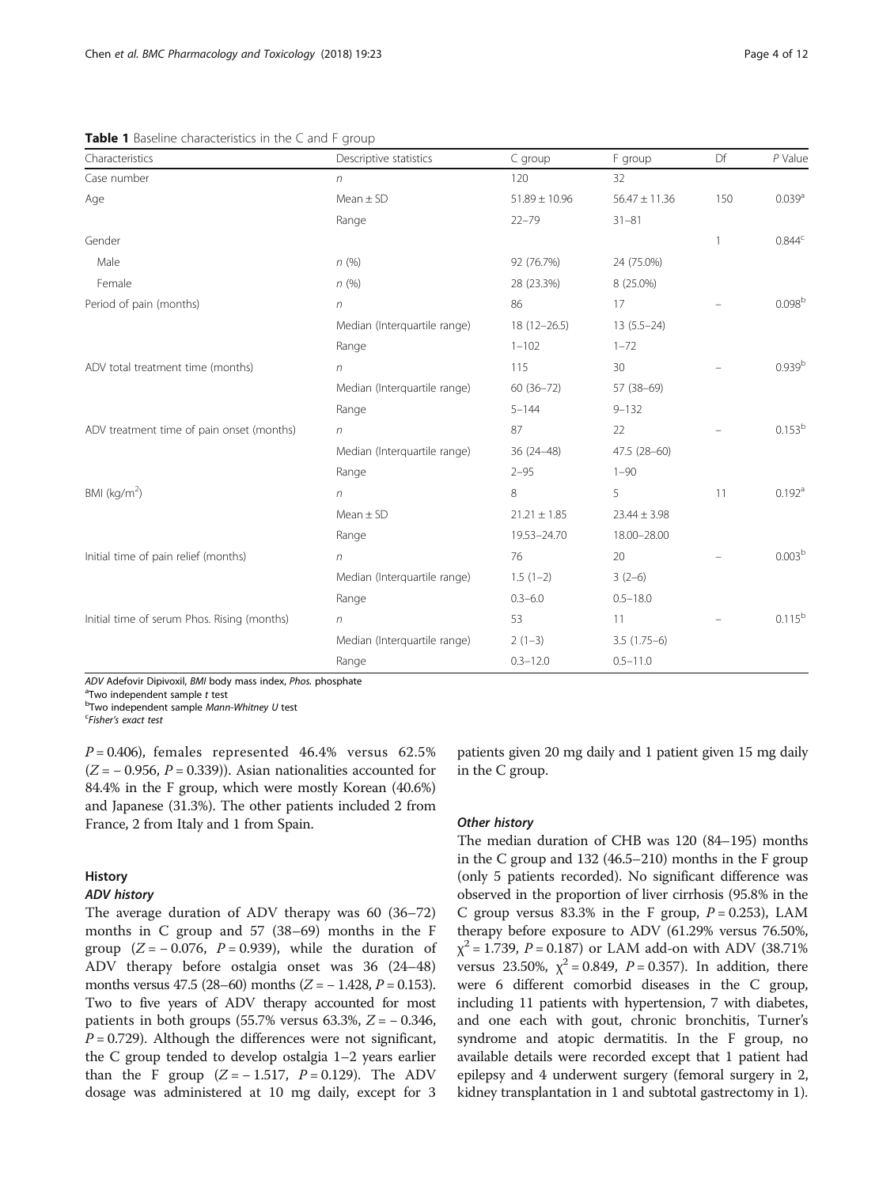**Table 1** Baseline characteristics in the C and F group

| Characteristics | Descriptive statistics | C group | F group | Df | P Value |
| --- | --- | --- | --- | --- | --- |
| Case number | n | 120 | 32 | | |
| Age | Mean ± SD | 51.89 ± 10.96 | 56.47 ± 11.36 | 150 | 0.039[a] |
| | Range | 22–79 | 31–81 | | |
| Gender | | | | 1 | 0.844[c] |
| Male | n (%) | 92 (76.7%) | 24 (75.0%) | | |
| Female | n (%) | 28 (23.3%) | 8 (25.0%) | | |
| Period of pain (months) | n | 86 | 17 | – | 0.098[b] |
| | Median (Interquartile range) | 18 (12–26.5) | 13 (5.5–24) | | |
| | Range | 1–102 | 1–72 | | |
| ADV total treatment time (months) | n | 115 | 30 | – | 0.939[b] |
| | Median (Interquartile range) | 60 (36–72) | 57 (38–69) | | |
| | Range | 5–144 | 9–132 | | |
| ADV treatment time of pain onset (months) | n | 87 | 22 | – | 0.153[b] |
| | Median (Interquartile range) | 36 (24–48) | 47.5 (28–60) | | |
| | Range | 2–95 | 1–90 | | |
| BMI (kg/m$^2$) | n | 8 | 5 | 11 | 0.192[a] |
| | Mean ± SD | 21.21 ± 1.85 | 23.44 ± 3.98 | | |
| | Range | 19.53–24.70 | 18.00–28.00 | | |
| Initial time of pain relief (months) | n | 76 | 20 | – | 0.003[b] |
| | Median (Interquartile range) | 1.5 (1–2) | 3 (2–6) | | |
| | Range | 0.3–6.0 | 0.5–18.0 | | |
| Initial time of serum Phos. Rising (months) | n | 53 | 11 | – | 0.115[b] |
| | Median (Interquartile range) | 2 (1–3) | 3.5 (1.75–6) | | |
| | Range | 0.3–12.0 | 0.5–11.0 | | |

*ADV* Adefovir Dipivoxil, *BMI* body mass index, *Phos.* phosphate
[a]Two independent sample *t* test
[b]Two independent sample *Mann-Whitney U* test
[c]*Fisher's exact test*

$P = 0.406$), females represented 46.4% versus 62.5% ($Z = -0.956$, $P = 0.339$)). Asian nationalities accounted for 84.4% in the F group, which were mostly Korean (40.6%) and Japanese (31.3%). The other patients included 2 from France, 2 from Italy and 1 from Spain.

## History

### ADV history

The average duration of ADV therapy was 60 (36–72) months in C group and 57 (38–69) months in the F group ($Z = -0.076$, $P = 0.939$), while the duration of ADV therapy before ostalgia onset was 36 (24–48) months versus 47.5 (28–60) months ($Z = -1.428$, $P = 0.153$). Two to five years of ADV therapy accounted for most patients in both groups (55.7% versus 63.3%, $Z = -0.346$, $P = 0.729$). Although the differences were not significant, the C group tended to develop ostalgia 1–2 years earlier than the F group ($Z = -1.517$, $P = 0.129$). The ADV dosage was administered at 10 mg daily, except for 3 patients given 20 mg daily and 1 patient given 15 mg daily in the C group.

### Other history

The median duration of CHB was 120 (84–195) months in the C group and 132 (46.5–210) months in the F group (only 5 patients recorded). No significant difference was observed in the proportion of liver cirrhosis (95.8% in the C group versus 83.3% in the F group, $P = 0.253$), LAM therapy before exposure to ADV (61.29% versus 76.50%, $\chi^2 = 1.739$, $P = 0.187$) or LAM add-on with ADV (38.71% versus 23.50%, $\chi^2 = 0.849$, $P = 0.357$). In addition, there were 6 different comorbid diseases in the C group, including 11 patients with hypertension, 7 with diabetes, and one each with gout, chronic bronchitis, Turner's syndrome and atopic dermatitis. In the F group, no available details were recorded except that 1 patient had epilepsy and 4 underwent surgery (femoral surgery in 2, kidney transplantation in 1 and subtotal gastrectomy in 1).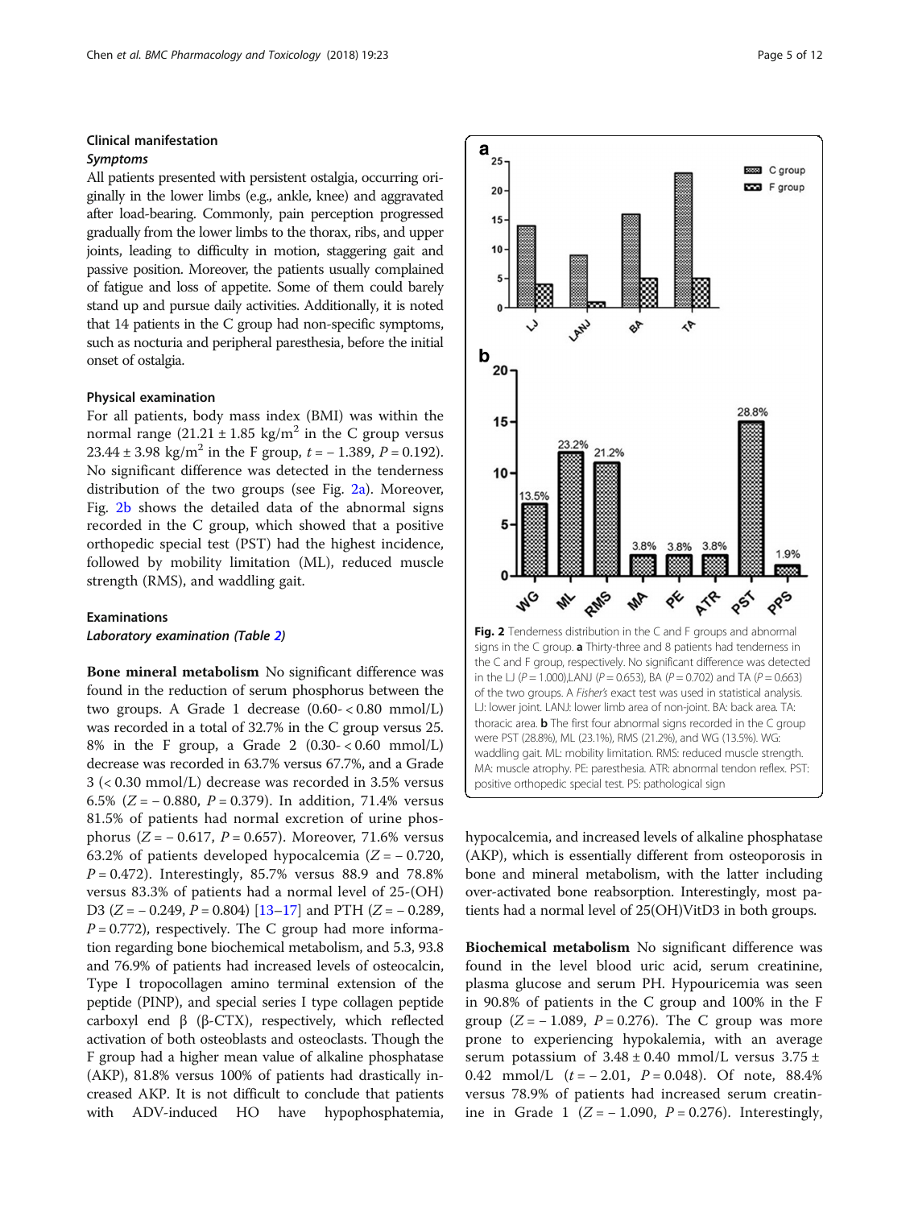## Clinical manifestation

### Symptoms

All patients presented with persistent ostalgia, occurring originally in the lower limbs (e.g., ankle, knee) and aggravated after load-bearing. Commonly, pain perception progressed gradually from the lower limbs to the thorax, ribs, and upper joints, leading to difficulty in motion, staggering gait and passive position. Moreover, the patients usually complained of fatigue and loss of appetite. Some of them could barely stand up and pursue daily activities. Additionally, it is noted that 14 patients in the C group had non-specific symptoms, such as nocturia and peripheral paresthesia, before the initial onset of ostalgia.

### Physical examination

For all patients, body mass index (BMI) was within the normal range ($21.21 \pm 1.85$ kg/m$^2$ in the C group versus $23.44 \pm 3.98$ kg/m$^2$ in the F group, $t = -1.389$, $P = 0.192$). No significant difference was detected in the tenderness distribution of the two groups (see Fig. 2a). Moreover, Fig. 2b shows the detailed data of the abnormal signs recorded in the C group, which showed that a positive orthopedic special test (PST) had the highest incidence, followed by mobility limitation (ML), reduced muscle strength (RMS), and waddling gait.

**Fig. 2** Tenderness distribution in the C and F groups and abnormal signs in the C group. **a** Thirty-three and 8 patients had tenderness in the C and F group, respectively. No significant difference was detected in the LJ ($P = 1.000$),LANJ ($P = 0.653$), BA ($P = 0.702$) and TA ($P = 0.663$) of the two groups. A *Fisher's* exact test was used in statistical analysis. LJ: lower joint. LANJ: lower limb area of non-joint. BA: back area. TA: thoracic area. **b** The first four abnormal signs recorded in the C group were PST (28.8%), ML (23.1%), RMS (21.2%), and WG (13.5%). WG: waddling gait. ML: mobility limitation. RMS: reduced muscle strength. MA: muscle atrophy. PE: paresthesia. ATR: abnormal tendon reflex. PST: positive orthopedic special test. PS: pathological sign

## Examinations

### Laboratory examination (Table 2)

**Bone mineral metabolism** No significant difference was found in the reduction of serum phosphorus between the two groups. A Grade 1 decrease (0.60- < 0.80 mmol/L) was recorded in a total of 32.7% in the C group versus 25. 8% in the F group, a Grade 2 (0.30- < 0.60 mmol/L) decrease was recorded in 63.7% versus 67.7%, and a Grade 3 (< 0.30 mmol/L) decrease was recorded in 3.5% versus 6.5% ($Z = -0.880$, $P = 0.379$). In addition, 71.4% versus 81.5% of patients had normal excretion of urine phosphorus ($Z = -0.617$, $P = 0.657$). Moreover, 71.6% versus 63.2% of patients developed hypocalcemia ($Z = -0.720$, $P = 0.472$). Interestingly, 85.7% versus 88.9 and 78.8% versus 83.3% of patients had a normal level of 25-(OH) D3 ($Z = -0.249$, $P = 0.804$) [13–17] and PTH ($Z = -0.289$, $P = 0.772$), respectively. The C group had more information regarding bone biochemical metabolism, and 5.3, 93.8 and 76.9% of patients had increased levels of osteocalcin, Type I tropocollagen amino terminal extension of the peptide (PINP), and special series I type collagen peptide carboxyl end β (β-CTX), respectively, which reflected activation of both osteoblasts and osteoclasts. Though the F group had a higher mean value of alkaline phosphatase (AKP), 81.8% versus 100% of patients had drastically increased AKP. It is not difficult to conclude that patients with ADV-induced HO have hypophosphatemia, hypocalcemia, and increased levels of alkaline phosphatase (AKP), which is essentially different from osteoporosis in bone and mineral metabolism, with the latter including over-activated bone reabsorption. Interestingly, most patients had a normal level of 25(OH)VitD3 in both groups.

**Biochemical metabolism** No significant difference was found in the level blood uric acid, serum creatinine, plasma glucose and serum PH. Hypouricemia was seen in 90.8% of patients in the C group and 100% in the F group ($Z = -1.089$, $P = 0.276$). The C group was more prone to experiencing hypokalemia, with an average serum potassium of $3.48 \pm 0.40$ mmol/L versus $3.75 \pm 0.42$ mmol/L ($t = -2.01$, $P = 0.048$). Of note, 88.4% versus 78.9% of patients had increased serum creatinine in Grade 1 ($Z = -1.090$, $P = 0.276$). Interestingly,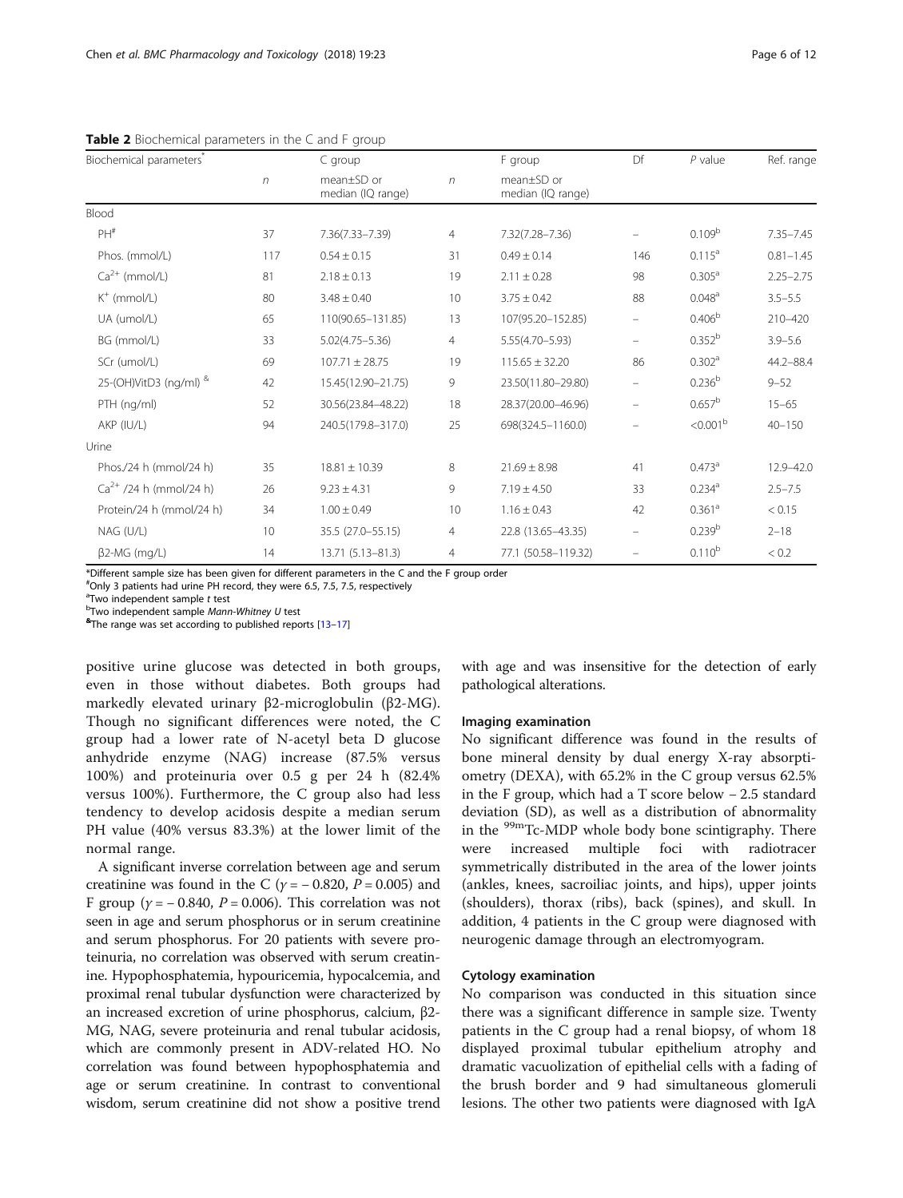**Table 2** Biochemical parameters in the C and F group

| Biochemical parameters* | C group | | F group | | Df | *P* value | Ref. range |
|---|---|---|---|---|---|---|---|
| | *n* | mean±SD or median (IQ range) | *n* | mean±SD or median (IQ range) | | | |
| Blood | | | | | | | |
| PH[#] | 37 | 7.36(7.33–7.39) | 4 | 7.32(7.28–7.36) | – | 0.109[b] | 7.35–7.45 |
| Phos. (mmol/L) | 117 | 0.54 ± 0.15 | 31 | 0.49 ± 0.14 | 146 | 0.115[a] | 0.81–1.45 |
| $Ca^{2+}$ (mmol/L) | 81 | 2.18 ± 0.13 | 19 | 2.11 ± 0.28 | 98 | 0.305[a] | 2.25–2.75 |
| $K^+$ (mmol/L) | 80 | 3.48 ± 0.40 | 10 | 3.75 ± 0.42 | 88 | 0.048[a] | 3.5–5.5 |
| UA (umol/L) | 65 | 110(90.65–131.85) | 13 | 107(95.20–152.85) | – | 0.406[b] | 210–420 |
| BG (mmol/L) | 33 | 5.02(4.75–5.36) | 4 | 5.55(4.70–5.93) | – | 0.352[b] | 3.9–5.6 |
| SCr (umol/L) | 69 | 107.71 ± 28.75 | 19 | 115.65 ± 32.20 | 86 | 0.302[a] | 44.2–88.4 |
| 25-(OH)VitD3 (ng/ml) [&] | 42 | 15.45(12.90–21.75) | 9 | 23.50(11.80–29.80) | – | 0.236[b] | 9–52 |
| PTH (ng/ml) | 52 | 30.56(23.84–48.22) | 18 | 28.37(20.00–46.96) | – | 0.657[b] | 15–65 |
| AKP (IU/L) | 94 | 240.5(179.8–317.0) | 25 | 698(324.5–1160.0) | – | <0.001[b] | 40–150 |
| Urine | | | | | | | |
| Phos./24 h (mmol/24 h) | 35 | 18.81 ± 10.39 | 8 | 21.69 ± 8.98 | 41 | 0.473[a] | 12.9–42.0 |
| $Ca^{2+}$ /24 h (mmol/24 h) | 26 | 9.23 ± 4.31 | 9 | 7.19 ± 4.50 | 33 | 0.234[a] | 2.5–7.5 |
| Protein/24 h (mmol/24 h) | 34 | 1.00 ± 0.49 | 10 | 1.16 ± 0.43 | 42 | 0.361[a] | < 0.15 |
| NAG (U/L) | 10 | 35.5 (27.0–55.15) | 4 | 22.8 (13.65–43.35) | – | 0.239[b] | 2–18 |
| β2-MG (mg/L) | 14 | 13.71 (5.13–81.3) | 4 | 77.1 (50.58–119.32) | – | 0.110[b] | < 0.2 |

*Different sample size has been given for different parameters in the C and the F group order
[#]Only 3 patients had urine PH record, they were 6.5, 7.5, 7.5, respectively
[a]Two independent sample *t* test
[b]Two independent sample *Mann-Whitney U* test
[&]The range was set according to published reports [13–17]

positive urine glucose was detected in both groups, even in those without diabetes. Both groups had markedly elevated urinary β2-microglobulin (β2-MG). Though no significant differences were noted, the C group had a lower rate of N-acetyl beta D glucose anhydride enzyme (NAG) increase (87.5% versus 100%) and proteinuria over 0.5 g per 24 h (82.4% versus 100%). Furthermore, the C group also had less tendency to develop acidosis despite a median serum PH value (40% versus 83.3%) at the lower limit of the normal range.

A significant inverse correlation between age and serum creatinine was found in the C ($\gamma = -0.820$, $P = 0.005$) and F group ($\gamma = -0.840$, $P = 0.006$). This correlation was not seen in age and serum phosphorus or in serum creatinine and serum phosphorus. For 20 patients with severe proteinuria, no correlation was observed with serum creatinine. Hypophosphatemia, hypouricemia, hypocalcemia, and proximal renal tubular dysfunction were characterized by an increased excretion of urine phosphorus, calcium, β2-MG, NAG, severe proteinuria and renal tubular acidosis, which are commonly present in ADV-related HO. No correlation was found between hypophosphatemia and age or serum creatinine. In contrast to conventional wisdom, serum creatinine did not show a positive trend with age and was insensitive for the detection of early pathological alterations.

### Imaging examination

No significant difference was found in the results of bone mineral density by dual energy X-ray absorptiometry (DEXA), with 65.2% in the C group versus 62.5% in the F group, which had a T score below − 2.5 standard deviation (SD), as well as a distribution of abnormality in the $^{99m}$Tc-MDP whole body bone scintigraphy. There were increased multiple foci with radiotracer symmetrically distributed in the area of the lower joints (ankles, knees, sacroiliac joints, and hips), upper joints (shoulders), thorax (ribs), back (spines), and skull. In addition, 4 patients in the C group were diagnosed with neurogenic damage through an electromyogram.

### Cytology examination

No comparison was conducted in this situation since there was a significant difference in sample size. Twenty patients in the C group had a renal biopsy, of whom 18 displayed proximal tubular epithelium atrophy and dramatic vacuolization of epithelial cells with a fading of the brush border and 9 had simultaneous glomeruli lesions. The other two patients were diagnosed with IgA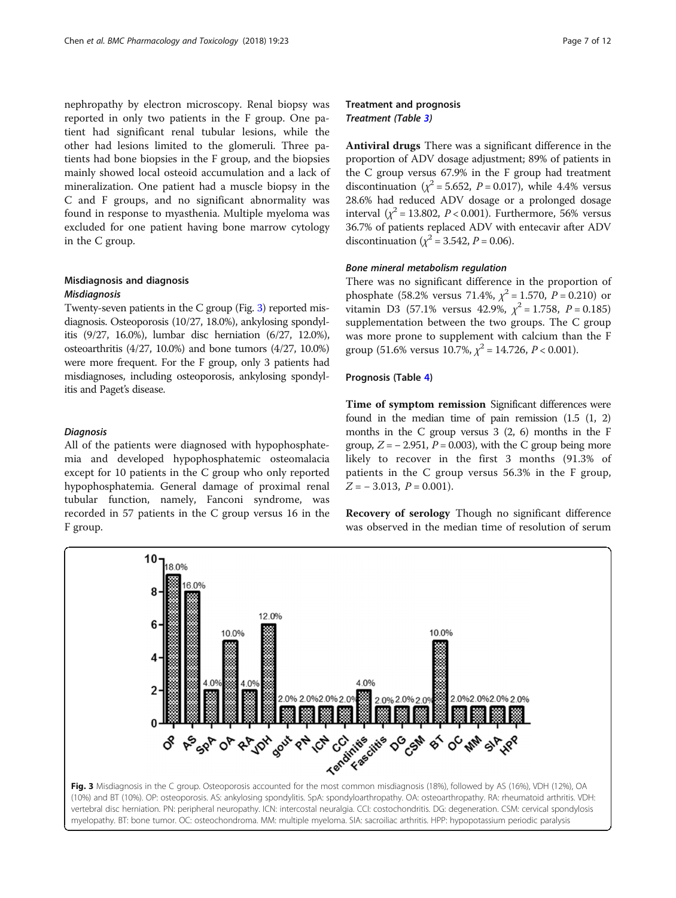nephropathy by electron microscopy. Renal biopsy was reported in only two patients in the F group. One patient had significant renal tubular lesions, while the other had lesions limited to the glomeruli. Three patients had bone biopsies in the F group, and the biopsies mainly showed local osteoid accumulation and a lack of mineralization. One patient had a muscle biopsy in the C and F groups, and no significant abnormality was found in response to myasthenia. Multiple myeloma was excluded for one patient having bone marrow cytology in the C group.

### Misdiagnosis and diagnosis

#### *Misdiagnosis*

Twenty-seven patients in the C group (Fig. 3) reported misdiagnosis. Osteoporosis (10/27, 18.0%), ankylosing spondylitis (9/27, 16.0%), lumbar disc herniation (6/27, 12.0%), osteoarthritis (4/27, 10.0%) and bone tumors (4/27, 10.0%) were more frequent. For the F group, only 3 patients had misdiagnoses, including osteoporosis, ankylosing spondylitis and Paget's disease.

#### *Diagnosis*

All of the patients were diagnosed with hypophosphatemia and developed hypophosphatemic osteomalacia except for 10 patients in the C group who only reported hypophosphatemia. General damage of proximal renal tubular function, namely, Fanconi syndrome, was recorded in 57 patients in the C group versus 16 in the F group.

### Treatment and prognosis

#### *Treatment (Table 3)*

**Antiviral drugs** There was a significant difference in the proportion of ADV dosage adjustment; 89% of patients in the C group versus 67.9% in the F group had treatment discontinuation ($\chi^2 = 5.652$, $P = 0.017$), while 4.4% versus 28.6% had reduced ADV dosage or a prolonged dosage interval ($\chi^2 = 13.802$, $P < 0.001$). Furthermore, 56% versus 36.7% of patients replaced ADV with entecavir after ADV discontinuation ($\chi^2 = 3.542$, $P = 0.06$).

#### *Bone mineral metabolism regulation*

There was no significant difference in the proportion of phosphate (58.2% versus 71.4%, $\chi^2 = 1.570$, $P = 0.210$) or vitamin D3 (57.1% versus 42.9%, $\chi^2 = 1.758$, $P = 0.185$) supplementation between the two groups. The C group was more prone to supplement with calcium than the F group (51.6% versus 10.7%, $\chi^2 = 14.726$, $P < 0.001$).

#### Prognosis (Table 4)

**Time of symptom remission** Significant differences were found in the median time of pain remission (1.5 (1, 2) months in the C group versus 3 (2, 6) months in the F group, $Z = -2.951$, $P = 0.003$), with the C group being more likely to recover in the first 3 months (91.3% of patients in the C group versus 56.3% in the F group, $Z = -3.013$, $P = 0.001$).

**Recovery of serology** Though no significant difference was observed in the median time of resolution of serum

**Fig. 3** Misdiagnosis in the C group. Osteoporosis accounted for the most common misdiagnosis (18%), followed by AS (16%), VDH (12%), OA (10%) and BT (10%). OP: osteoporosis. AS: ankylosing spondylitis. SpA: spondyloarthropathy. OA: osteoarthropathy. RA: rheumatoid arthritis. VDH: vertebral disc herniation. PN: peripheral neuropathy. ICN: intercostal neuralgia. CCI: costochondritis. DG: degeneration. CSM: cervical spondylosis myelopathy. BT: bone tumor. OC: osteochondroma. MM: multiple myeloma. SIA: sacroiliac arthritis. HPP: hypopotassium periodic paralysis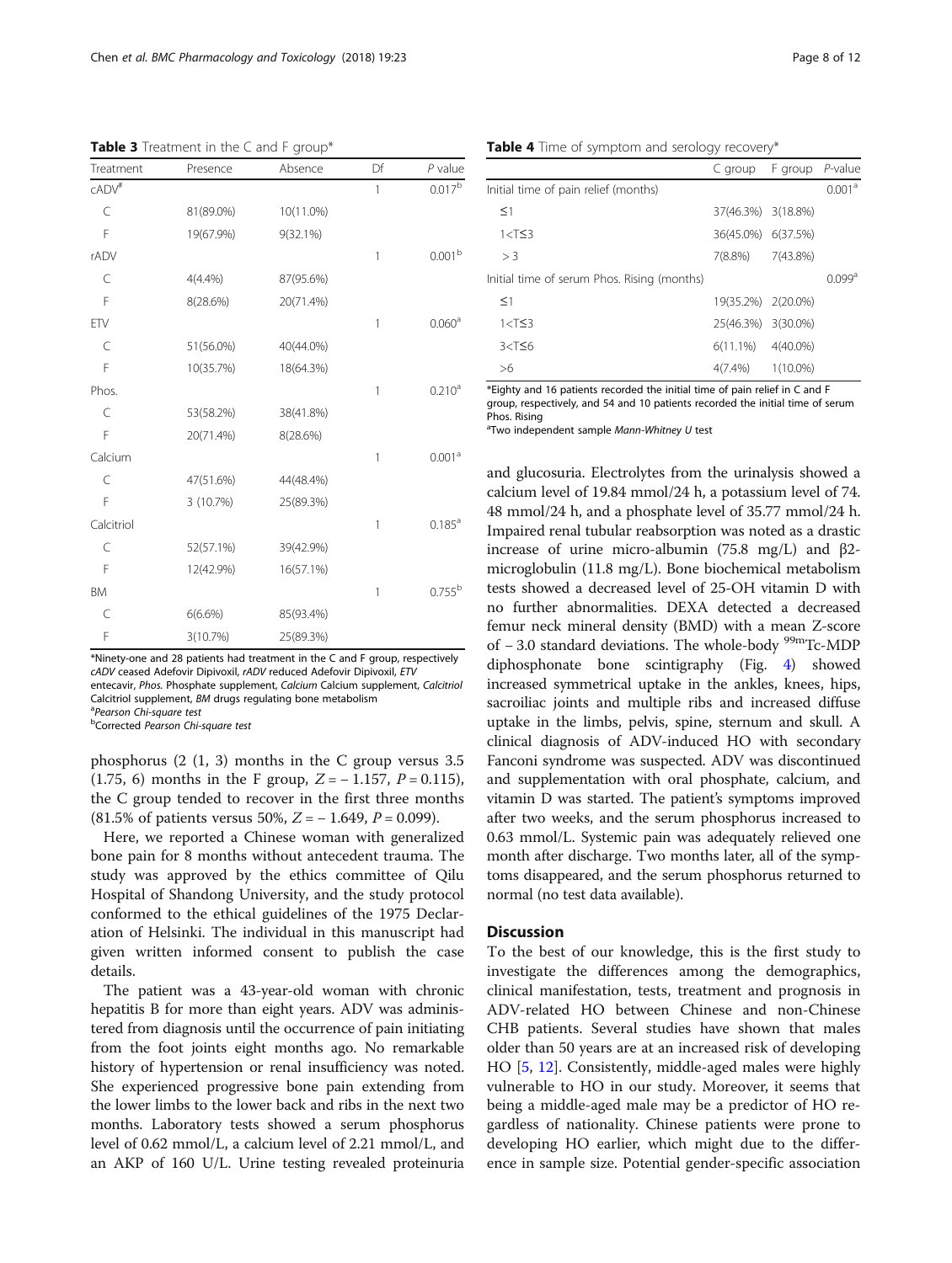**Table 3** Treatment in the C and F group*

| Treatment | Presence | Absence | Df | *P* value |
|---|---|---|---|---|
| cADV[#] | | | 1 | 0.017[b] |
| C | 81(89.0%) | 10(11.0%) | | |
| F | 19(67.9%) | 9(32.1%) | | |
| rADV | | | 1 | 0.001[b] |
| C | 4(4.4%) | 87(95.6%) | | |
| F | 8(28.6%) | 20(71.4%) | | |
| ETV | | | 1 | 0.060[a] |
| C | 51(56.0%) | 40(44.0%) | | |
| F | 10(35.7%) | 18(64.3%) | | |
| Phos. | | | 1 | 0.210[a] |
| C | 53(58.2%) | 38(41.8%) | | |
| F | 20(71.4%) | 8(28.6%) | | |
| Calcium | | | 1 | 0.001[a] |
| C | 47(51.6%) | 44(48.4%) | | |
| F | 3 (10.7%) | 25(89.3%) | | |
| Calcitriol | | | 1 | 0.185[a] |
| C | 52(57.1%) | 39(42.9%) | | |
| F | 12(42.9%) | 16(57.1%) | | |
| BM | | | 1 | 0.755[b] |
| C | 6(6.6%) | 85(93.4%) | | |
| F | 3(10.7%) | 25(89.3%) | | |

*Ninety-one and 28 patients had treatment in the C and F group, respectively
*cADV* ceased Adefovir Dipivoxil, *rADV* reduced Adefovir Dipivoxil, *ETV* entecavir, *Phos.* Phosphate supplement, *Calcium* Calcium supplement, *Calcitriol* Calcitriol supplement, *BM* drugs regulating bone metabolism
[a]*Pearson Chi-square test*
[b]*Corrected Pearson Chi-square test*

**Table 4** Time of symptom and serology recovery*

| | C group | F group | *P*-value |
|---|---|---|---|
| Initial time of pain relief (months) | | | 0.001[a] |
| ≤1 | 37(46.3%) | 3(18.8%) | |
| 1<T≤3 | 36(45.0%) | 6(37.5%) | |
| > 3 | 7(8.8%) | 7(43.8%) | |
| Initial time of serum Phos. Rising (months) | | | 0.099[a] |
| ≤1 | 19(35.2%) | 2(20.0%) | |
| 1<T≤3 | 25(46.3%) | 3(30.0%) | |
| 3<T≤6 | 6(11.1%) | 4(40.0%) | |
| >6 | 4(7.4%) | 1(10.0%) | |

*Eighty and 16 patients recorded the initial time of pain relief in C and F group, respectively, and 54 and 10 patients recorded the initial time of serum Phos. Rising
[a]Two independent sample *Mann-Whitney U* test

phosphorus (2 (1, 3) months in the C group versus 3.5 (1.75, 6) months in the F group, $Z = -1.157$, $P = 0.115$), the C group tended to recover in the first three months (81.5% of patients versus 50%, $Z = -1.649$, $P = 0.099$).

Here, we reported a Chinese woman with generalized bone pain for 8 months without antecedent trauma. The study was approved by the ethics committee of Qilu Hospital of Shandong University, and the study protocol conformed to the ethical guidelines of the 1975 Declaration of Helsinki. The individual in this manuscript had given written informed consent to publish the case details.

The patient was a 43-year-old woman with chronic hepatitis B for more than eight years. ADV was administered from diagnosis until the occurrence of pain initiating from the foot joints eight months ago. No remarkable history of hypertension or renal insufficiency was noted. She experienced progressive bone pain extending from the lower limbs to the lower back and ribs in the next two months. Laboratory tests showed a serum phosphorus level of 0.62 mmol/L, a calcium level of 2.21 mmol/L, and an AKP of 160 U/L. Urine testing revealed proteinuria and glucosuria. Electrolytes from the urinalysis showed a calcium level of 19.84 mmol/24 h, a potassium level of 74.48 mmol/24 h, and a phosphate level of 35.77 mmol/24 h. Impaired renal tubular reabsorption was noted as a drastic increase of urine micro-albumin (75.8 mg/L) and β2-microglobulin (11.8 mg/L). Bone biochemical metabolism tests showed a decreased level of 25-OH vitamin D with no further abnormalities. DEXA detected a decreased femur neck mineral density (BMD) with a mean Z-score of − 3.0 standard deviations. The whole-body $^{99m}$Tc-MDP diphosphonate bone scintigraphy (Fig. 4) showed increased symmetrical uptake in the ankles, knees, hips, sacroiliac joints and multiple ribs and increased diffuse uptake in the limbs, pelvis, spine, sternum and skull. A clinical diagnosis of ADV-induced HO with secondary Fanconi syndrome was suspected. ADV was discontinued and supplementation with oral phosphate, calcium, and vitamin D was started. The patient's symptoms improved after two weeks, and the serum phosphorus increased to 0.63 mmol/L. Systemic pain was adequately relieved one month after discharge. Two months later, all of the symptoms disappeared, and the serum phosphorus returned to normal (no test data available).

## Discussion

To the best of our knowledge, this is the first study to investigate the differences among the demographics, clinical manifestation, tests, treatment and prognosis in ADV-related HO between Chinese and non-Chinese CHB patients. Several studies have shown that males older than 50 years are at an increased risk of developing HO [5, 12]. Consistently, middle-aged males were highly vulnerable to HO in our study. Moreover, it seems that being a middle-aged male may be a predictor of HO regardless of nationality. Chinese patients were prone to developing HO earlier, which might due to the difference in sample size. Potential gender-specific association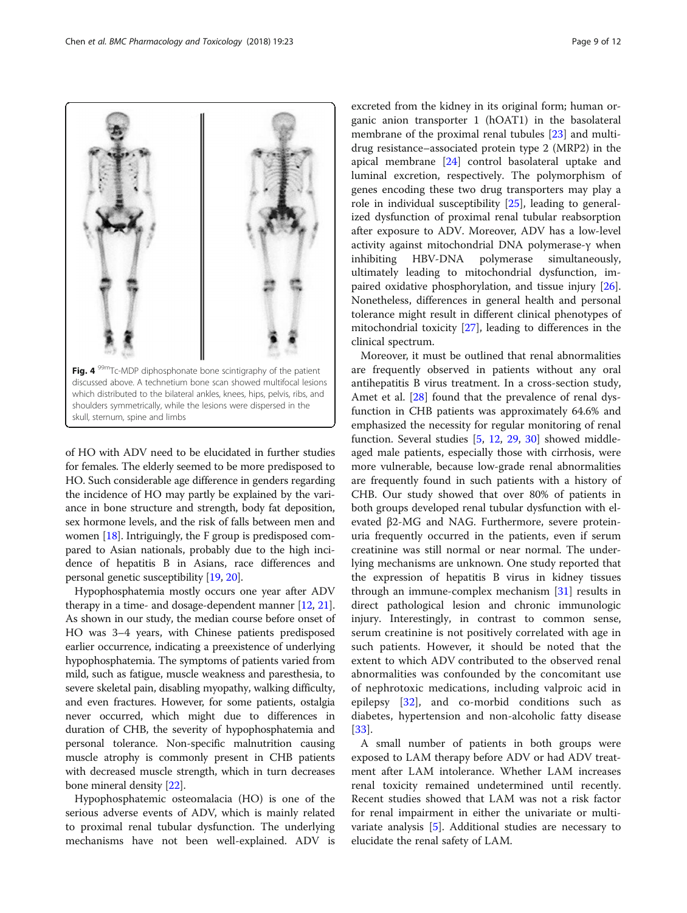Fig. 4 $^{99m}$Tc-MDP diphosphonate bone scintigraphy of the patient discussed above. A technetium bone scan showed multifocal lesions which distributed to the bilateral ankles, knees, hips, pelvis, ribs, and shoulders symmetrically, while the lesions were dispersed in the skull, sternum, spine and limbs

of HO with ADV need to be elucidated in further studies for females. The elderly seemed to be more predisposed to HO. Such considerable age difference in genders regarding the incidence of HO may partly be explained by the variance in bone structure and strength, body fat deposition, sex hormone levels, and the risk of falls between men and women [18]. Intriguingly, the F group is predisposed compared to Asian nationals, probably due to the high incidence of hepatitis B in Asians, race differences and personal genetic susceptibility [19, 20].

Hypophosphatemia mostly occurs one year after ADV therapy in a time- and dosage-dependent manner [12, 21]. As shown in our study, the median course before onset of HO was 3–4 years, with Chinese patients predisposed earlier occurrence, indicating a preexistence of underlying hypophosphatemia. The symptoms of patients varied from mild, such as fatigue, muscle weakness and paresthesia, to severe skeletal pain, disabling myopathy, walking difficulty, and even fractures. However, for some patients, ostalgia never occurred, which might due to differences in duration of CHB, the severity of hypophosphatemia and personal tolerance. Non-specific malnutrition causing muscle atrophy is commonly present in CHB patients with decreased muscle strength, which in turn decreases bone mineral density [22].

Hypophosphatemic osteomalacia (HO) is one of the serious adverse events of ADV, which is mainly related to proximal renal tubular dysfunction. The underlying mechanisms have not been well-explained. ADV is excreted from the kidney in its original form; human organic anion transporter 1 (hOAT1) in the basolateral membrane of the proximal renal tubules [23] and multidrug resistance–associated protein type 2 (MRP2) in the apical membrane [24] control basolateral uptake and luminal excretion, respectively. The polymorphism of genes encoding these two drug transporters may play a role in individual susceptibility [25], leading to generalized dysfunction of proximal renal tubular reabsorption after exposure to ADV. Moreover, ADV has a low-level activity against mitochondrial DNA polymerase-γ when inhibiting HBV-DNA polymerase simultaneously, ultimately leading to mitochondrial dysfunction, impaired oxidative phosphorylation, and tissue injury [26]. Nonetheless, differences in general health and personal tolerance might result in different clinical phenotypes of mitochondrial toxicity [27], leading to differences in the clinical spectrum.

Moreover, it must be outlined that renal abnormalities are frequently observed in patients without any oral antihepatitis B virus treatment. In a cross-section study, Amet et al. [28] found that the prevalence of renal dysfunction in CHB patients was approximately 64.6% and emphasized the necessity for regular monitoring of renal function. Several studies [5, 12, 29, 30] showed middle-aged male patients, especially those with cirrhosis, were more vulnerable, because low-grade renal abnormalities are frequently found in such patients with a history of CHB. Our study showed that over 80% of patients in both groups developed renal tubular dysfunction with elevated β2-MG and NAG. Furthermore, severe proteinuria frequently occurred in the patients, even if serum creatinine was still normal or near normal. The underlying mechanisms are unknown. One study reported that the expression of hepatitis B virus in kidney tissues through an immune-complex mechanism [31] results in direct pathological lesion and chronic immunologic injury. Interestingly, in contrast to common sense, serum creatinine is not positively correlated with age in such patients. However, it should be noted that the extent to which ADV contributed to the observed renal abnormalities was confounded by the concomitant use of nephrotoxic medications, including valproic acid in epilepsy [32], and co-morbid conditions such as diabetes, hypertension and non-alcoholic fatty disease [33].

A small number of patients in both groups were exposed to LAM therapy before ADV or had ADV treatment after LAM intolerance. Whether LAM increases renal toxicity remained undetermined until recently. Recent studies showed that LAM was not a risk factor for renal impairment in either the univariate or multivariate analysis [5]. Additional studies are necessary to elucidate the renal safety of LAM.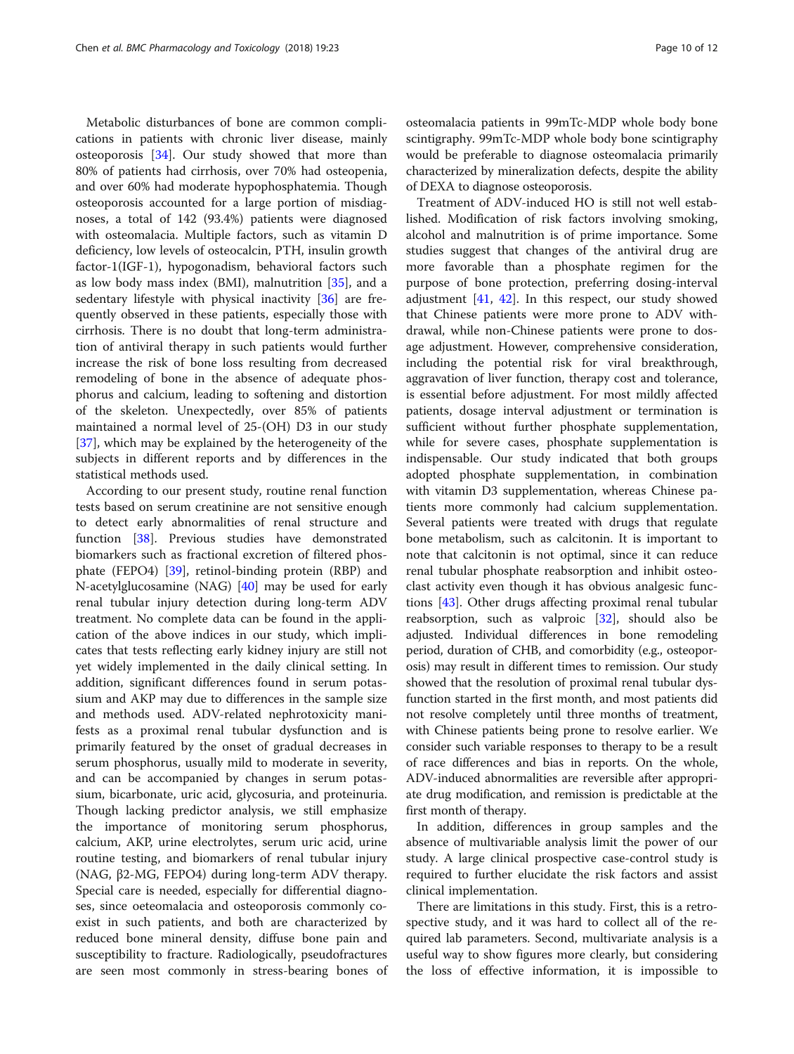Metabolic disturbances of bone are common complications in patients with chronic liver disease, mainly osteoporosis [34]. Our study showed that more than 80% of patients had cirrhosis, over 70% had osteopenia, and over 60% had moderate hypophosphatemia. Though osteoporosis accounted for a large portion of misdiagnoses, a total of 142 (93.4%) patients were diagnosed with osteomalacia. Multiple factors, such as vitamin D deficiency, low levels of osteocalcin, PTH, insulin growth factor-1(IGF-1), hypogonadism, behavioral factors such as low body mass index (BMI), malnutrition [35], and a sedentary lifestyle with physical inactivity [36] are frequently observed in these patients, especially those with cirrhosis. There is no doubt that long-term administration of antiviral therapy in such patients would further increase the risk of bone loss resulting from decreased remodeling of bone in the absence of adequate phosphorus and calcium, leading to softening and distortion of the skeleton. Unexpectedly, over 85% of patients maintained a normal level of 25-(OH) D3 in our study [37], which may be explained by the heterogeneity of the subjects in different reports and by differences in the statistical methods used.

According to our present study, routine renal function tests based on serum creatinine are not sensitive enough to detect early abnormalities of renal structure and function [38]. Previous studies have demonstrated biomarkers such as fractional excretion of filtered phosphate (FEPO4) [39], retinol-binding protein (RBP) and N-acetylglucosamine (NAG) [40] may be used for early renal tubular injury detection during long-term ADV treatment. No complete data can be found in the application of the above indices in our study, which implicates that tests reflecting early kidney injury are still not yet widely implemented in the daily clinical setting. In addition, significant differences found in serum potassium and AKP may due to differences in the sample size and methods used. ADV-related nephrotoxicity manifests as a proximal renal tubular dysfunction and is primarily featured by the onset of gradual decreases in serum phosphorus, usually mild to moderate in severity, and can be accompanied by changes in serum potassium, bicarbonate, uric acid, glycosuria, and proteinuria. Though lacking predictor analysis, we still emphasize the importance of monitoring serum phosphorus, calcium, AKP, urine electrolytes, serum uric acid, urine routine testing, and biomarkers of renal tubular injury (NAG, β2-MG, FEPO4) during long-term ADV therapy. Special care is needed, especially for differential diagnoses, since oeteomalacia and osteoporosis commonly coexist in such patients, and both are characterized by reduced bone mineral density, diffuse bone pain and susceptibility to fracture. Radiologically, pseudofractures are seen most commonly in stress-bearing bones of osteomalacia patients in 99mTc-MDP whole body bone scintigraphy. 99mTc-MDP whole body bone scintigraphy would be preferable to diagnose osteomalacia primarily characterized by mineralization defects, despite the ability of DEXA to diagnose osteoporosis.

Treatment of ADV-induced HO is still not well established. Modification of risk factors involving smoking, alcohol and malnutrition is of prime importance. Some studies suggest that changes of the antiviral drug are more favorable than a phosphate regimen for the purpose of bone protection, preferring dosing-interval adjustment [41, 42]. In this respect, our study showed that Chinese patients were more prone to ADV withdrawal, while non-Chinese patients were prone to dosage adjustment. However, comprehensive consideration, including the potential risk for viral breakthrough, aggravation of liver function, therapy cost and tolerance, is essential before adjustment. For most mildly affected patients, dosage interval adjustment or termination is sufficient without further phosphate supplementation, while for severe cases, phosphate supplementation is indispensable. Our study indicated that both groups adopted phosphate supplementation, in combination with vitamin D3 supplementation, whereas Chinese patients more commonly had calcium supplementation. Several patients were treated with drugs that regulate bone metabolism, such as calcitonin. It is important to note that calcitonin is not optimal, since it can reduce renal tubular phosphate reabsorption and inhibit osteoclast activity even though it has obvious analgesic functions [43]. Other drugs affecting proximal renal tubular reabsorption, such as valproic [32], should also be adjusted. Individual differences in bone remodeling period, duration of CHB, and comorbidity (e.g., osteoporosis) may result in different times to remission. Our study showed that the resolution of proximal renal tubular dysfunction started in the first month, and most patients did not resolve completely until three months of treatment, with Chinese patients being prone to resolve earlier. We consider such variable responses to therapy to be a result of race differences and bias in reports. On the whole, ADV-induced abnormalities are reversible after appropriate drug modification, and remission is predictable at the first month of therapy.

In addition, differences in group samples and the absence of multivariable analysis limit the power of our study. A large clinical prospective case-control study is required to further elucidate the risk factors and assist clinical implementation.

There are limitations in this study. First, this is a retrospective study, and it was hard to collect all of the required lab parameters. Second, multivariate analysis is a useful way to show figures more clearly, but considering the loss of effective information, it is impossible to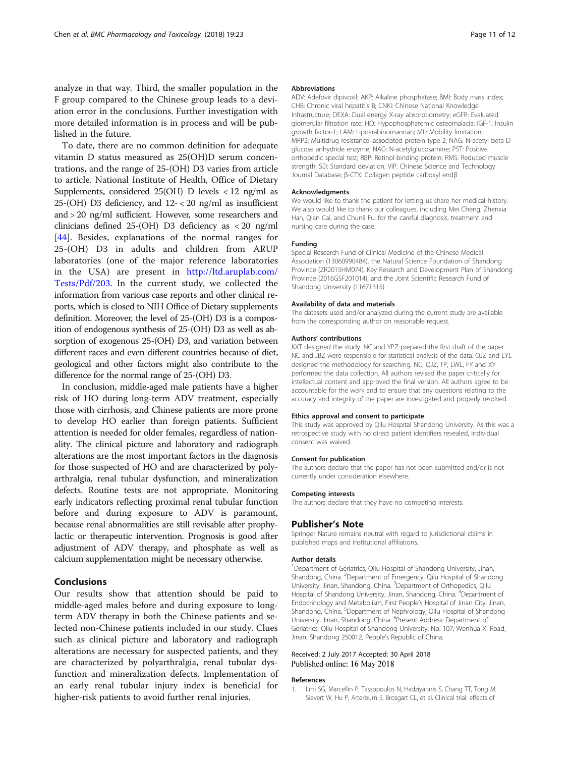analyze in that way. Third, the smaller population in the F group compared to the Chinese group leads to a deviation error in the conclusions. Further investigation with more detailed information is in process and will be published in the future.

To date, there are no common definition for adequate vitamin D status measured as 25(OH)D serum concentrations, and the range of 25-(OH) D3 varies from article to article. National Institute of Health, Office of Dietary Supplements, considered 25(OH) D levels < 12 ng/ml as 25-(OH) D3 deficiency, and 12- < 20 ng/ml as insufficient and > 20 ng/ml sufficient. However, some researchers and clinicians defined 25-(OH) D3 deficiency as < 20 ng/ml [44]. Besides, explanations of the normal ranges for 25-(OH) D3 in adults and children from ARUP laboratories (one of the major reference laboratories in the USA) are present in http://ltd.aruplab.com/Tests/Pdf/203. In the current study, we collected the information from various case reports and other clinical reports, which is closed to NIH Office of Dietary supplements definition. Moreover, the level of 25-(OH) D3 is a composition of endogenous synthesis of 25-(OH) D3 as well as absorption of exogenous 25-(OH) D3, and variation between different races and even different countries because of diet, geological and other factors might also contribute to the difference for the normal range of 25-(OH) D3.

In conclusion, middle-aged male patients have a higher risk of HO during long-term ADV treatment, especially those with cirrhosis, and Chinese patients are more prone to develop HO earlier than foreign patients. Sufficient attention is needed for older females, regardless of nationality. The clinical picture and laboratory and radiograph alterations are the most important factors in the diagnosis for those suspected of HO and are characterized by polyarthralgia, renal tubular dysfunction, and mineralization defects. Routine tests are not appropriate. Monitoring early indicators reflecting proximal renal tubular function before and during exposure to ADV is paramount, because renal abnormalities are still revisable after prophylactic or therapeutic intervention. Prognosis is good after adjustment of ADV therapy, and phosphate as well as calcium supplementation might be necessary otherwise.

## Conclusions

Our results show that attention should be paid to middle-aged males before and during exposure to long-term ADV therapy in both the Chinese patients and selected non-Chinese patients included in our study. Clues such as clinical picture and laboratory and radiograph alterations are necessary for suspected patients, and they are characterized by polyarthralgia, renal tubular dysfunction and mineralization defects. Implementation of an early renal tubular injury index is beneficial for higher-risk patients to avoid further renal injuries.

#### Abbreviations

ADV: Adefovir dipivoxil; AKP: Alkaline phosphatase; BMI: Body mass index; CHB: Chronic viral hepatitis B; CNKI: Chinese National Knowledge Infrastructure; DEXA: Dual energy X-ray absorptiometry; eGFR: Evaluated glomerular filtration rate; HO: Hypophosphatemic osteomalacia; IGF-1: Insulin growth factor-1; LAM: Lipoarabinomannan; ML: Mobility limitation; MRP2: Multidrug resistance–associated protein type 2; NAG: N-acetyl beta D glucose anhydride enzyme; NAG: N-acetylglucosamine; PST: Positive orthopedic special test; RBP: Retinol-binding protein; RMS: Reduced muscle strength; SD: Standard deviation; VIP: Chinese Science and Technology Journal Database; β-CTX: Collagen peptide carboxyl endβ

#### Acknowledgments

We would like to thank the patient for letting us share her medical history. We also would like to thank our colleagues, including Mei Cheng, Zhenxia Han, Qian Cai, and Chunli Fu, for the careful diagnosis, treatment and nursing care during the case.

#### Funding

Special Research Fund of Clinical Medicine of the Chinese Medical Association (13060990484), the Natural Science Foundation of Shandong Province (ZR2015HM074), Key Research and Development Plan of Shandong Province (2016GSF201014), and the Joint Scientific Research Fund of Shandong University (11671315).

#### Availability of data and materials

The datasets used and/or analyzed during the current study are available from the corresponding author on reasonable request.

#### Authors' contributions

KXT designed the study. NC and YPZ prepared the first draft of the paper. NC and JBZ were responsible for statistical analysis of the data. QJZ and LYL designed the methodology for searching. NC, QJZ, TP, LWL, FY and XY performed the data collection. All authors revised the paper critically for intellectual content and approved the final version. All authors agree to be accountable for the work and to ensure that any questions relating to the accuracy and integrity of the paper are investigated and properly resolved.

#### Ethics approval and consent to participate

This study was approved by Qilu Hospital Shandong University. As this was a retrospective study with no direct patient identifiers revealed, individual consent was waived.

#### Consent for publication

The authors declare that the paper has not been submitted and/or is not currently under consideration elsewhere.

#### Competing interests

The authors declare that they have no competing interests.

### Publisher's Note

Springer Nature remains neutral with regard to jurisdictional claims in published maps and institutional affiliations.

#### Author details

[1]Department of Geriatrics, Qilu Hospital of Shandong University, Jinan, Shandong, China. [2]Department of Emergency, Qilu Hospital of Shandong University, Jinan, Shandong, China. [3]Department of Orthopedics, Qilu Hospital of Shandong University, Jinan, Shandong, China. [4]Department of Endocrinology and Metabolism, First People's Hospital of Jinan City, Jinan, Shandong, China. [5]Department of Nephrology, Qilu Hospital of Shandong University, Jinan, Shandong, China. [6]Present Address: Department of Geriatrics, Qilu Hospital of Shandong University, No. 107, Wenhua Xi Road, Jinan, Shandong 250012, People's Republic of China.

Received: 2 July 2017 Accepted: 30 April 2018
Published online: 16 May 2018

#### References

1. Lim SG, Marcellin P, Tassopoulos N, Hadziyannis S, Chang TT, Tong M, Sievert W, Hu P, Arterburn S, Brosgart CL, et al. Clinical trial: effects of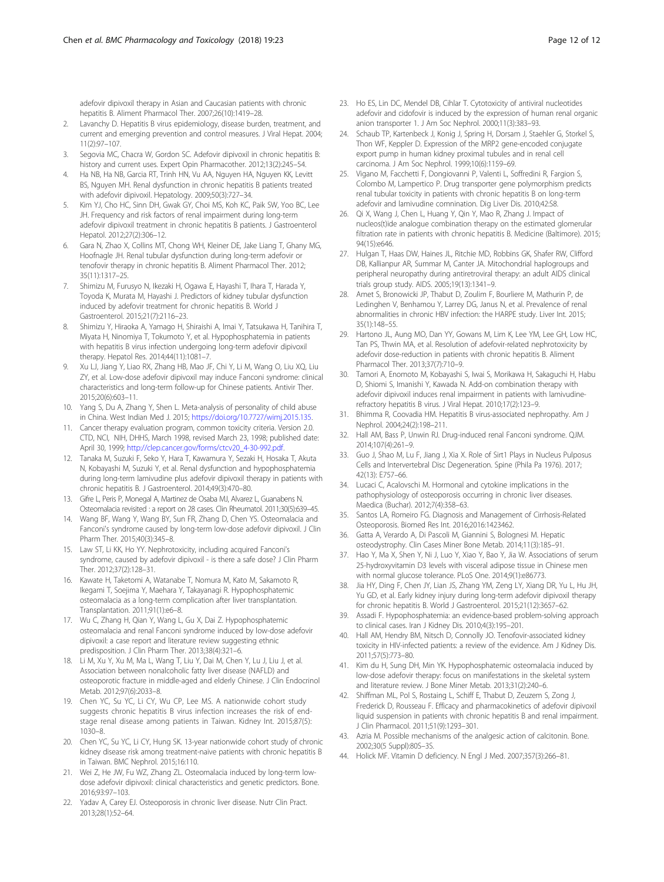adefovir dipivoxil therapy in Asian and Caucasian patients with chronic hepatitis B. Aliment Pharmacol Ther. 2007;26(10):1419–28.

2. Lavanchy D. Hepatitis B virus epidemiology, disease burden, treatment, and current and emerging prevention and control measures. J Viral Hepat. 2004; 11(2):97–107.
3. Segovia MC, Chacra W, Gordon SC. Adefovir dipivoxil in chronic hepatitis B: history and current uses. Expert Opin Pharmacother. 2012;13(2):245–54.
4. Ha NB, Ha NB, Garcia RT, Trinh HN, Vu AA, Nguyen HA, Nguyen KK, Levitt BS, Nguyen MH. Renal dysfunction in chronic hepatitis B patients treated with adefovir dipivoxil. Hepatology. 2009;50(3):727–34.
5. Kim YJ, Cho HC, Sinn DH, Gwak GY, Choi MS, Koh KC, Paik SW, Yoo BC, Lee JH. Frequency and risk factors of renal impairment during long-term adefovir dipivoxil treatment in chronic hepatitis B patients. J Gastroenterol Hepatol. 2012;27(2):306–12.
6. Gara N, Zhao X, Collins MT, Chong WH, Kleiner DE, Jake Liang T, Ghany MG, Hoofnagle JH. Renal tubular dysfunction during long-term adefovir or tenofovir therapy in chronic hepatitis B. Aliment Pharmacol Ther. 2012; 35(11):1317–25.
7. Shimizu M, Furusyo N, Ikezaki H, Ogawa E, Hayashi T, Ihara T, Harada Y, Toyoda K, Murata M, Hayashi J. Predictors of kidney tubular dysfunction induced by adefovir treatment for chronic hepatitis B. World J Gastroenterol. 2015;21(7):2116–23.
8. Shimizu Y, Hiraoka A, Yamago H, Shiraishi A, Imai Y, Tatsukawa H, Tanihira T, Miyata H, Ninomiya T, Tokumoto Y, et al. Hypophosphatemia in patients with hepatitis B virus infection undergoing long-term adefovir dipivoxil therapy. Hepatol Res. 2014;44(11):1081–7.
9. Xu LJ, Jiang Y, Liao RX, Zhang HB, Mao JF, Chi Y, Li M, Wang O, Liu XQ, Liu ZY, et al. Low-dose adefovir dipivoxil may induce Fanconi syndrome: clinical characteristics and long-term follow-up for Chinese patients. Antivir Ther. 2015;20(6):603–11.
10. Yang S, Du A, Zhang Y, Shen L. Meta-analysis of personality of child abuse in China. West Indian Med J. 2015; https://doi.org/10.7727/wimj.2015.135.
11. Cancer therapy evaluation program, common toxicity criteria. Version 2.0. CTD, NCI, NIH, DHHS, March 1998, revised March 23, 1998; published date: April 30, 1999; http://ctep.cancer.gov/forms/ctcv20_4-30-992.pdf.
12. Tanaka M, Suzuki F, Seko Y, Hara T, Kawamura Y, Sezaki H, Hosaka T, Akuta N, Kobayashi M, Suzuki Y, et al. Renal dysfunction and hypophosphatemia during long-term lamivudine plus adefovir dipivoxil therapy in patients with chronic hepatitis B. J Gastroenterol. 2014;49(3):470–80.
13. Gifre L, Peris P, Monegal A, Martinez de Osaba MJ, Alvarez L, Guanabens N. Osteomalacia revisited : a report on 28 cases. Clin Rheumatol. 2011;30(5):639–45.
14. Wang BF, Wang Y, Wang BY, Sun FR, Zhang D, Chen YS. Osteomalacia and Fanconi's syndrome caused by long-term low-dose adefovir dipivoxil. J Clin Pharm Ther. 2015;40(3):345–8.
15. Law ST, Li KK, Ho YY. Nephrotoxicity, including acquired Fanconi's syndrome, caused by adefovir dipivoxil - is there a safe dose? J Clin Pharm Ther. 2012;37(2):128–31.
16. Kawate H, Taketomi A, Watanabe T, Nomura M, Kato M, Sakamoto R, Ikegami T, Soejima Y, Maehara Y, Takayanagi R. Hypophosphatemic osteomalacia as a long-term complication after liver transplantation. Transplantation. 2011;91(1):e6–8.
17. Wu C, Zhang H, Qian Y, Wang L, Gu X, Dai Z. Hypophosphatemic osteomalacia and renal Fanconi syndrome induced by low-dose adefovir dipivoxil: a case report and literature review suggesting ethnic predisposition. J Clin Pharm Ther. 2013;38(4):321–6.
18. Li M, Xu Y, Xu M, Ma L, Wang T, Liu Y, Dai M, Chen Y, Lu J, Liu J, et al. Association between nonalcoholic fatty liver disease (NAFLD) and osteoporotic fracture in middle-aged and elderly Chinese. J Clin Endocrinol Metab. 2012;97(6):2033–8.
19. Chen YC, Su YC, Li CY, Wu CP, Lee MS. A nationwide cohort study suggests chronic hepatitis B virus infection increases the risk of end-stage renal disease among patients in Taiwan. Kidney Int. 2015;87(5): 1030–8.
20. Chen YC, Su YC, Li CY, Hung SK. 13-year nationwide cohort study of chronic kidney disease risk among treatment-naive patients with chronic hepatitis B in Taiwan. BMC Nephrol. 2015;16:110.
21. Wei Z, He JW, Fu WZ, Zhang ZL. Osteomalacia induced by long-term low-dose adefovir dipivoxil: clinical characteristics and genetic predictors. Bone. 2016;93:97–103.
22. Yadav A, Carey EJ. Osteoporosis in chronic liver disease. Nutr Clin Pract. 2013;28(1):52–64.
23. Ho ES, Lin DC, Mendel DB, Cihlar T. Cytotoxicity of antiviral nucleotides adefovir and cidofovir is induced by the expression of human renal organic anion transporter 1. J Am Soc Nephrol. 2000;11(3):383–93.
24. Schaub TP, Kartenbeck J, Konig J, Spring H, Dorsam J, Staehler G, Storkel S, Thon WF, Keppler D. Expression of the MRP2 gene-encoded conjugate export pump in human kidney proximal tubules and in renal cell carcinoma. J Am Soc Nephrol. 1999;10(6):1159–69.
25. Vigano M, Facchetti F, Dongiovanni P, Valenti L, Soffredini R, Fargion S, Colombo M, Lampertico P. Drug transporter gene polymorphism predicts renal tubular toxicity in patients with chronic hepatitis B on long-term adefovir and lamivudine comnination. Dig Liver Dis. 2010;42:S8.
26. Qi X, Wang J, Chen L, Huang Y, Qin Y, Mao R, Zhang J. Impact of nucleos(t)ide analogue combination therapy on the estimated glomerular filtration rate in patients with chronic hepatitis B. Medicine (Baltimore). 2015; 94(15):e646.
27. Hulgan T, Haas DW, Haines JL, Ritchie MD, Robbins GK, Shafer RW, Clifford DB, Kallianpur AR, Summar M, Canter JA. Mitochondrial haplogroups and peripheral neuropathy during antiretroviral therapy: an adult AIDS clinical trials group study. AIDS. 2005;19(13):1341–9.
28. Amet S, Bronowicki JP, Thabut D, Zoulim F, Bourliere M, Mathurin P, de Ledinghen V, Benhamou Y, Larrey DG, Janus N, et al. Prevalence of renal abnormalities in chronic HBV infection: the HARPE study. Liver Int. 2015; 35(1):148–55.
29. Hartono JL, Aung MO, Dan YY, Gowans M, Lim K, Lee YM, Lee GH, Low HC, Tan PS, Thwin MA, et al. Resolution of adefovir-related nephrotoxicity by adefovir dose-reduction in patients with chronic hepatitis B. Aliment Pharmacol Ther. 2013;37(7):710–9.
30. Tamori A, Enomoto M, Kobayashi S, Iwai S, Morikawa H, Sakaguchi H, Habu D, Shiomi S, Imanishi Y, Kawada N. Add-on combination therapy with adefovir dipivoxil induces renal impairment in patients with lamivudine-refractory hepatitis B virus. J Viral Hepat. 2010;17(2):123–9.
31. Bhimma R, Coovadia HM. Hepatitis B virus-associated nephropathy. Am J Nephrol. 2004;24(2):198–211.
32. Hall AM, Bass P, Unwin RJ. Drug-induced renal Fanconi syndrome. QJM. 2014;107(4):261–9.
33. Guo J, Shao M, Lu F, Jiang J, Xia X. Role of Sirt1 Plays in Nucleus Pulposus Cells and Intervertebral Disc Degeneration. Spine (Phila Pa 1976). 2017; 42(13): E757–66.
34. Lucaci C, Acalovschi M. Hormonal and cytokine implications in the pathophysiology of osteoporosis occurring in chronic liver diseases. Maedica (Buchar). 2012;7(4):358–63.
35. Santos LA, Romeiro FG. Diagnosis and Management of Cirrhosis-Related Osteoporosis. Biomed Res Int. 2016;2016:1423462.
36. Gatta A, Verardo A, Di Pascoli M, Giannini S, Bolognesi M. Hepatic osteodystrophy. Clin Cases Miner Bone Metab. 2014;11(3):185–91.
37. Hao Y, Ma X, Shen Y, Ni J, Luo Y, Xiao Y, Bao Y, Jia W. Associations of serum 25-hydroxyvitamin D3 levels with visceral adipose tissue in Chinese men with normal glucose tolerance. PLoS One. 2014;9(1):e86773.
38. Jia HY, Ding F, Chen JY, Lian JS, Zhang YM, Zeng LY, Xiang DR, Yu L, Hu JH, Yu GD, et al. Early kidney injury during long-term adefovir dipivoxil therapy for chronic hepatitis B. World J Gastroenterol. 2015;21(12):3657–62.
39. Assadi F. Hypophosphatemia: an evidence-based problem-solving approach to clinical cases. Iran J Kidney Dis. 2010;4(3):195–201.
40. Hall AM, Hendry BM, Nitsch D, Connolly JO. Tenofovir-associated kidney toxicity in HIV-infected patients: a review of the evidence. Am J Kidney Dis. 2011;57(5):773–80.
41. Kim du H, Sung DH, Min YK. Hypophosphatemic osteomalacia induced by low-dose adefovir therapy: focus on manifestations in the skeletal system and literature review. J Bone Miner Metab. 2013;31(2):240–6.
42. Shiffman ML, Pol S, Rostaing L, Schiff E, Thabut D, Zeuzem S, Zong J, Frederick D, Rousseau F. Efficacy and pharmacokinetics of adefovir dipivoxil liquid suspension in patients with chronic hepatitis B and renal impairment. J Clin Pharmacol. 2011;51(9):1293–301.
43. Azria M. Possible mechanisms of the analgesic action of calcitonin. Bone. 2002;30(5 Suppl):80S–3S.
44. Holick MF. Vitamin D deficiency. N Engl J Med. 2007;357(3):266–81.